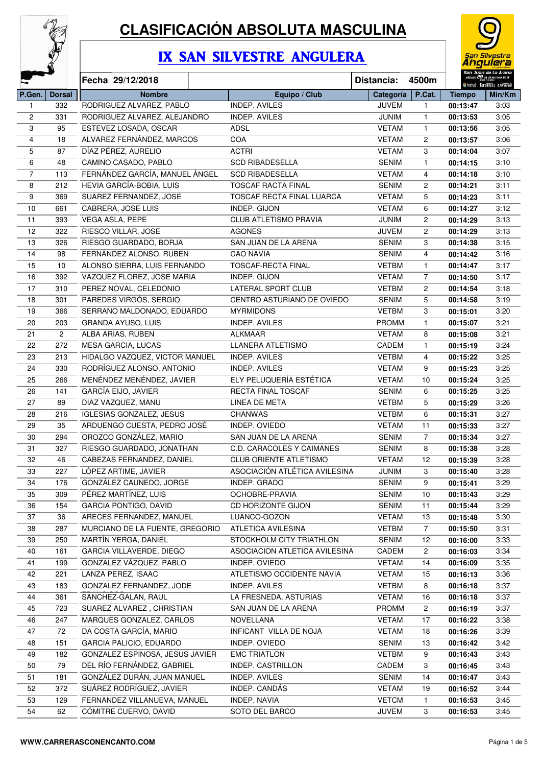# CLASIFICACIÓN ABSOLUTA MASCULINA

## IX SAN SILVESTRE ANGULERA

**Fecha 29/12/2018** **Distancia: 4500m**

| P.Gen. | Dorsal | Nombre | Equipo / Club | Categoría | P.Cat. | Tiempo | Min/Km |
|---|---|---|---|---|---|---|---|
| 1 | 332 | RODRIGUEZ ALVAREZ, PABLO | INDEP. AVILES | JUVEM | 1 | 00:13:47 | 3:03 |
| 2 | 331 | RODRIGUEZ ALVAREZ, ALEJANDRO | INDEP. AVILES | JUNIM | 1 | 00:13:53 | 3:05 |
| 3 | 95 | ESTEVEZ LOSADA, OSCAR | ADSL | VETAM | 1 | 00:13:56 | 3:05 |
| 4 | 18 | ALVAREZ FERNÁNDEZ, MARCOS | COA | VETAM | 2 | 00:13:57 | 3:06 |
| 5 | 87 | DÍAZ PÉREZ, AURELIO | ACTRI | VETAM | 3 | 00:14:04 | 3:07 |
| 6 | 48 | CAMINO CASADO, PABLO | SCD RIBADESELLA | SENIM | 1 | 00:14:15 | 3:10 |
| 7 | 113 | FERNÁNDEZ GARCÍA, MANUEL ÁNGEL | SCD RIBADESELLA | VETAM | 4 | 00:14:18 | 3:10 |
| 8 | 212 | HEVIA GARCÍA-BOBIA, LUIS | TOSCAF RACTA FINAL | SENIM | 2 | 00:14:21 | 3:11 |
| 9 | 369 | SUAREZ FERNANDEZ, JOSE | TOSCAF RECTA FINAL LUARCA | VETAM | 5 | 00:14:23 | 3:11 |
| 10 | 661 | CABRERA, JOSE LUIS | INDEP. GIJON | VETAM | 6 | 00:14:27 | 3:12 |
| 11 | 393 | VEGA ASLA, PEPE | CLUB ATLETISMO PRAVIA | JUNIM | 2 | 00:14:29 | 3:13 |
| 12 | 322 | RIESCO VILLAR, JOSE | AGONES | JUVEM | 2 | 00:14:29 | 3:13 |
| 13 | 326 | RIESGO GUARDADO, BORJA | SAN JUAN DE LA ARENA | SENIM | 3 | 00:14:38 | 3:15 |
| 14 | 98 | FERNÁNDEZ ALONSO, RUBEN | CAO NAVIA | SENIM | 4 | 00:14:42 | 3:16 |
| 15 | 10 | ALONSO SIERRA, LUIS FERNANDO | TOSCAF-RECTA FINAL | VETBM | 1 | 00:14:47 | 3:17 |
| 16 | 392 | VAZQUEZ FLOREZ, JOSE MARIA | INDEP. GIJON | VETAM | 7 | 00:14:50 | 3:17 |
| 17 | 310 | PEREZ NOVAL, CELEDONIO | LATERAL SPORT CLUB | VETBM | 2 | 00:14:54 | 3:18 |
| 18 | 301 | PAREDES VIRGÓS, SERGIO | CENTRO ASTURIANO DE OVIEDO | SENIM | 5 | 00:14:58 | 3:19 |
| 19 | 366 | SERRANO MALDONADO, EDUARDO | MYRMIDONS | VETBM | 3 | 00:15:01 | 3:20 |
| 20 | 203 | GRANDA AYUSO, LUIS | INDEP. AVILES | PROMM | 1 | 00:15:07 | 3:21 |
| 21 | 2 | ALBA ARIAS, RUBEN | ALKMAAR | VETAM | 8 | 00:15:08 | 3:21 |
| 22 | 272 | MESA GARCIA, LUCAS | LLANERA ATLETISMO | CADEM | 1 | 00:15:19 | 3:24 |
| 23 | 213 | HIDALGO VAZQUEZ, VICTOR MANUEL | INDEP. AVILES | VETBM | 4 | 00:15:22 | 3:25 |
| 24 | 330 | RODRÍGUEZ ALONSO, ANTONIO | INDEP. AVILES | VETAM | 9 | 00:15:23 | 3:25 |
| 25 | 266 | MENÉNDEZ MENÉNDEZ, JAVIER | ELY PELUQUERÍA ESTÉTICA | VETAM | 10 | 00:15:24 | 3:25 |
| 26 | 141 | GARCÍA EIJO, JAVIER | RECTA FINAL TOSCAF | SENIM | 6 | 00:15:25 | 3:25 |
| 27 | 89 | DIAZ VAZQUEZ, MANU | LINEA DE META | VETBM | 5 | 00:15:29 | 3:26 |
| 28 | 216 | IGLESIAS GONZALEZ, JESUS | CHANWAS | VETBM | 6 | 00:15:31 | 3:27 |
| 29 | 35 | ARDUENGO CUESTA, PEDRO JOSÉ | INDEP. OVIEDO | VETAM | 11 | 00:15:33 | 3:27 |
| 30 | 294 | OROZCO GONZÁLEZ, MARIO | SAN JUAN DE LA ARENA | SENIM | 7 | 00:15:34 | 3:27 |
| 31 | 327 | RIESGO GUARDADO, JONATHAN | C.D. CARACOLES Y CAIMANES | SENIM | 8 | 00:15:38 | 3:28 |
| 32 | 46 | CABEZAS FERNANDEZ, DANIEL | CLUB ORIENTE ATLETISMO | VETAM | 12 | 00:15:39 | 3:28 |
| 33 | 227 | LÓPEZ ARTIME, JAVIER | ASOCIACIÓN ATLÉTICA AVILESINA | JUNIM | 3 | 00:15:40 | 3:28 |
| 34 | 176 | GONZÁLEZ CAUNEDO, JORGE | INDEP. GRADO | SENIM | 9 | 00:15:41 | 3:29 |
| 35 | 309 | PÉREZ MARTÍNEZ, LUIS | OCHOBRE-PRAVIA | SENIM | 10 | 00:15:43 | 3:29 |
| 36 | 154 | GARCIA PONTIGO, DAVID | CD HORIZONTE GIJON | SENIM | 11 | 00:15:44 | 3:29 |
| 37 | 36 | ARECES FERNANDEZ, MANUEL | LUANCO-GOZON | VETAM | 13 | 00:15:48 | 3:30 |
| 38 | 287 | MURCIANO DE LA FUENTE, GREGORIO | ATLETICA AVILESINA | VETBM | 7 | 00:15:50 | 3:31 |
| 39 | 250 | MARTÍN YERGA, DANIEL | STOCKHOLM CITY TRIATHLON | SENIM | 12 | 00:16:00 | 3:33 |
| 40 | 161 | GARCIA VILLAVERDE, DIEGO | ASOCIACION ATLETICA AVILESINA | CADEM | 2 | 00:16:03 | 3:34 |
| 41 | 199 | GONZALEZ VÁZQUEZ, PABLO | INDEP. OVIEDO | VETAM | 14 | 00:16:09 | 3:35 |
| 42 | 221 | LANZA PEREZ, ISAAC | ATLETISMO OCCIDENTE NAVIA | VETAM | 15 | 00:16:13 | 3:36 |
| 43 | 183 | GONZALEZ FERNANDEZ, JODE | INDEP. AVILES | VETBM | 8 | 00:16:18 | 3:37 |
| 44 | 361 | SANCHEZ-GALAN, RAUL | LA FRESNEDA. ASTURIAS | VETAM | 16 | 00:16:18 | 3:37 |
| 45 | 723 | SUAREZ ALVAREZ , CHRISTIAN | SAN JUAN DE LA ARENA | PROMM | 2 | 00:16:19 | 3:37 |
| 46 | 247 | MARQUES GONZALEZ, CARLOS | NOVELLANA | VETAM | 17 | 00:16:22 | 3:38 |
| 47 | 72 | DA COSTA GARCÍA, MARIO | INFICANT VILLA DE NOJA | VETAM | 18 | 00:16:26 | 3:39 |
| 48 | 151 | GARCIA PALICIO, EDUARDO | INDEP. OVIEDO | SENIM | 13 | 00:16:42 | 3:42 |
| 49 | 182 | GONZALEZ ESPINOSA, JESUS JAVIER | EMC TRIATLON | VETBM | 9 | 00:16:43 | 3:43 |
| 50 | 79 | DEL RÍO FERNÁNDEZ, GABRIEL | INDEP. CASTRILLON | CADEM | 3 | 00:16:45 | 3:43 |
| 51 | 181 | GONZÁLEZ DURÁN, JUAN MANUEL | INDEP. AVILES | SENIM | 14 | 00:16:47 | 3:43 |
| 52 | 372 | SUÁREZ RODRÍGUEZ, JAVIER | INDEP. CANDÁS | VETAM | 19 | 00:16:52 | 3:44 |
| 53 | 129 | FERNANDEZ VILLANUEVA, MANUEL | INDEP. NAVIA | VETCM | 1 | 00:16:53 | 3:45 |
| 54 | 62 | CÓMITRE CUERVO, DAVID | SOTO DEL BARCO | JUVEM | 3 | 00:16:53 | 3:45 |

WWW.CARRERASCONENCANTO.COM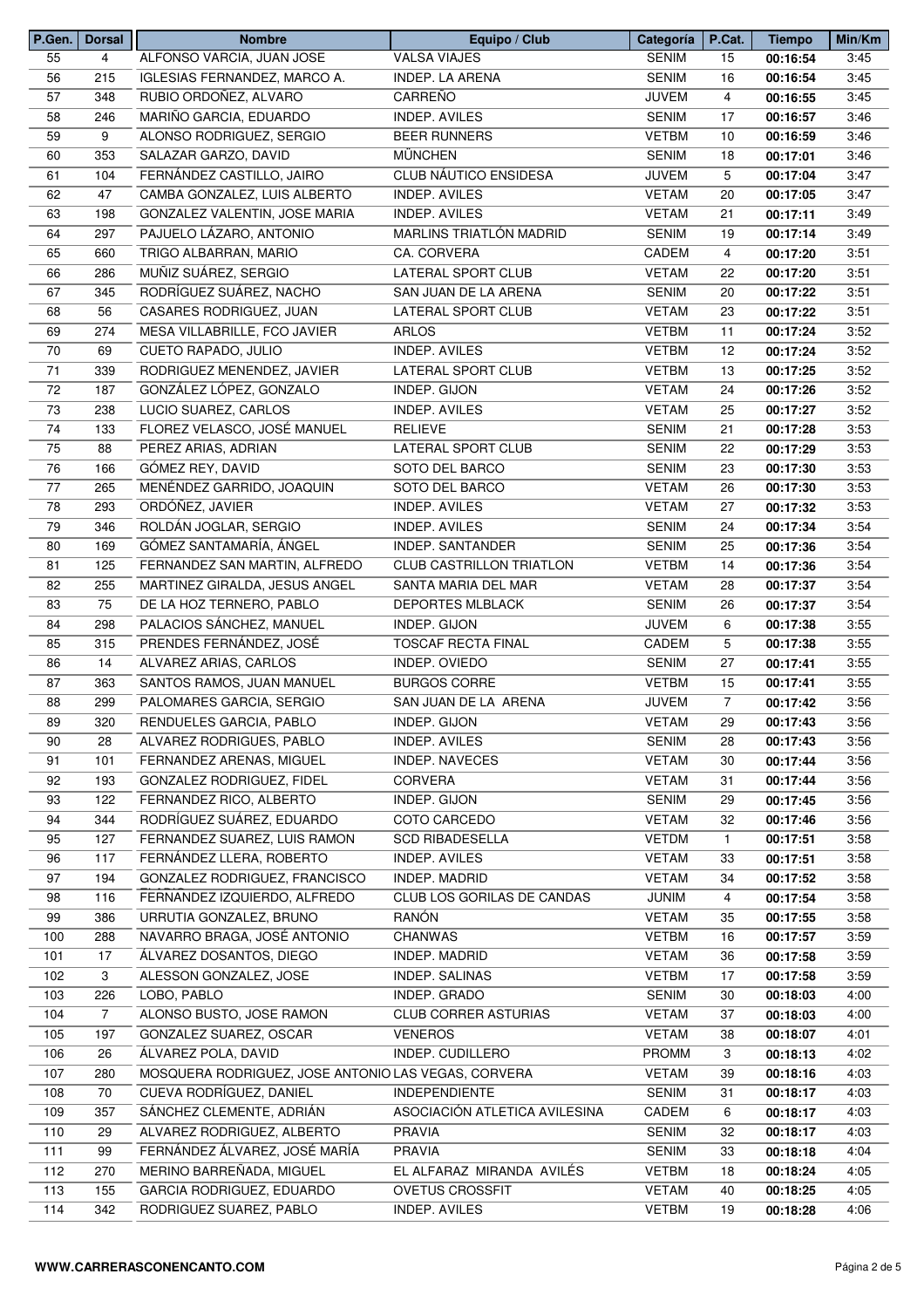| P.Gen. | Dorsal | Nombre | Equipo / Club | Categoría | P.Cat. | Tiempo | Min/Km |
|---|---|---|---|---|---|---|---|
| 55 | 4 | ALFONSO VARCIA, JUAN JOSE | VALSA VIAJES | SENIM | 15 | 00:16:54 | 3:45 |
| 56 | 215 | IGLESIAS FERNANDEZ, MARCO A. | INDEP. LA ARENA | SENIM | 16 | 00:16:54 | 3:45 |
| 57 | 348 | RUBIO ORDOÑEZ, ALVARO | CARREÑO | JUVEM | 4 | 00:16:55 | 3:45 |
| 58 | 246 | MARIÑO GARCIA, EDUARDO | INDEP. AVILES | SENIM | 17 | 00:16:57 | 3:46 |
| 59 | 9 | ALONSO RODRIGUEZ, SERGIO | BEER RUNNERS | VETBM | 10 | 00:16:59 | 3:46 |
| 60 | 353 | SALAZAR GARZO, DAVID | MÜNCHEN | SENIM | 18 | 00:17:01 | 3:46 |
| 61 | 104 | FERNÁNDEZ CASTILLO, JAIRO | CLUB NÁUTICO ENSIDESA | JUVEM | 5 | 00:17:04 | 3:47 |
| 62 | 47 | CAMBA GONZALEZ, LUIS ALBERTO | INDEP. AVILES | VETAM | 20 | 00:17:05 | 3:47 |
| 63 | 198 | GONZALEZ VALENTIN, JOSE MARIA | INDEP. AVILES | VETAM | 21 | 00:17:11 | 3:49 |
| 64 | 297 | PAJUELO LÁZARO, ANTONIO | MARLINS TRIATLÓN MADRID | SENIM | 19 | 00:17:14 | 3:49 |
| 65 | 660 | TRIGO ALBARRAN, MARIO | CA. CORVERA | CADEM | 4 | 00:17:20 | 3:51 |
| 66 | 286 | MUÑIZ SUÁREZ, SERGIO | LATERAL SPORT CLUB | VETAM | 22 | 00:17:20 | 3:51 |
| 67 | 345 | RODRÍGUEZ SUÁREZ, NACHO | SAN JUAN DE LA ARENA | SENIM | 20 | 00:17:22 | 3:51 |
| 68 | 56 | CASARES RODRIGUEZ, JUAN | LATERAL SPORT CLUB | VETAM | 23 | 00:17:22 | 3:51 |
| 69 | 274 | MESA VILLABRILLE, FCO JAVIER | ARLOS | VETBM | 11 | 00:17:24 | 3:52 |
| 70 | 69 | CUETO RAPADO, JULIO | INDEP. AVILES | VETBM | 12 | 00:17:24 | 3:52 |
| 71 | 339 | RODRIGUEZ MENENDEZ, JAVIER | LATERAL SPORT CLUB | VETBM | 13 | 00:17:25 | 3:52 |
| 72 | 187 | GONZÁLEZ LÓPEZ, GONZALO | INDEP. GIJON | VETAM | 24 | 00:17:26 | 3:52 |
| 73 | 238 | LUCIO SUAREZ, CARLOS | INDEP. AVILES | VETAM | 25 | 00:17:27 | 3:52 |
| 74 | 133 | FLOREZ VELASCO, JOSÉ MANUEL | RELIEVE | SENIM | 21 | 00:17:28 | 3:53 |
| 75 | 88 | PEREZ ARIAS, ADRIAN | LATERAL SPORT CLUB | SENIM | 22 | 00:17:29 | 3:53 |
| 76 | 166 | GÓMEZ REY, DAVID | SOTO DEL BARCO | SENIM | 23 | 00:17:30 | 3:53 |
| 77 | 265 | MENÉNDEZ GARRIDO, JOAQUIN | SOTO DEL BARCO | VETAM | 26 | 00:17:30 | 3:53 |
| 78 | 293 | ORDÓÑEZ, JAVIER | INDEP. AVILES | VETAM | 27 | 00:17:32 | 3:53 |
| 79 | 346 | ROLDÁN JOGLAR, SERGIO | INDEP. AVILES | SENIM | 24 | 00:17:34 | 3:54 |
| 80 | 169 | GÓMEZ SANTAMARÍA, ÁNGEL | INDEP. SANTANDER | SENIM | 25 | 00:17:36 | 3:54 |
| 81 | 125 | FERNANDEZ SAN MARTIN, ALFREDO | CLUB CASTRILLON TRIATLON | VETBM | 14 | 00:17:36 | 3:54 |
| 82 | 255 | MARTINEZ GIRALDA, JESUS ANGEL | SANTA MARIA DEL MAR | VETAM | 28 | 00:17:37 | 3:54 |
| 83 | 75 | DE LA HOZ TERNERO, PABLO | DEPORTES MLBLACK | SENIM | 26 | 00:17:37 | 3:54 |
| 84 | 298 | PALACIOS SÁNCHEZ, MANUEL | INDEP. GIJON | JUVEM | 6 | 00:17:38 | 3:55 |
| 85 | 315 | PRENDES FERNÁNDEZ, JOSÉ | TOSCAF RECTA FINAL | CADEM | 5 | 00:17:38 | 3:55 |
| 86 | 14 | ALVAREZ ARIAS, CARLOS | INDEP. OVIEDO | SENIM | 27 | 00:17:41 | 3:55 |
| 87 | 363 | SANTOS RAMOS, JUAN MANUEL | BURGOS CORRE | VETBM | 15 | 00:17:41 | 3:55 |
| 88 | 299 | PALOMARES GARCIA, SERGIO | SAN JUAN DE LA ARENA | JUVEM | 7 | 00:17:42 | 3:56 |
| 89 | 320 | RENDUELES GARCIA, PABLO | INDEP. GIJON | VETAM | 29 | 00:17:43 | 3:56 |
| 90 | 28 | ALVAREZ RODRIGUES, PABLO | INDEP. AVILES | SENIM | 28 | 00:17:43 | 3:56 |
| 91 | 101 | FERNANDEZ ARENAS, MIGUEL | INDEP. NAVECES | VETAM | 30 | 00:17:44 | 3:56 |
| 92 | 193 | GONZALEZ RODRIGUEZ, FIDEL | CORVERA | VETAM | 31 | 00:17:44 | 3:56 |
| 93 | 122 | FERNANDEZ RICO, ALBERTO | INDEP. GIJON | SENIM | 29 | 00:17:45 | 3:56 |
| 94 | 344 | RODRÍGUEZ SUÁREZ, EDUARDO | COTO CARCEDO | VETAM | 32 | 00:17:46 | 3:56 |
| 95 | 127 | FERNANDEZ SUAREZ, LUIS RAMON | SCD RIBADESELLA | VETDM | 1 | 00:17:51 | 3:58 |
| 96 | 117 | FERNÁNDEZ LLERA, ROBERTO | INDEP. AVILES | VETAM | 33 | 00:17:51 | 3:58 |
| 97 | 194 | GONZALEZ RODRIGUEZ, FRANCISCO | INDEP. MADRID | VETAM | 34 | 00:17:52 | 3:58 |
| 98 | 116 | FERNANDEZ IZQUIERDO, ALFREDO | CLUB LOS GORILAS DE CANDAS | JUNIM | 4 | 00:17:54 | 3:58 |
| 99 | 386 | URRUTIA GONZALEZ, BRUNO | RANÓN | VETAM | 35 | 00:17:55 | 3:58 |
| 100 | 288 | NAVARRO BRAGA, JOSÉ ANTONIO | CHANWAS | VETBM | 16 | 00:17:57 | 3:59 |
| 101 | 17 | ÁLVAREZ DOSANTOS, DIEGO | INDEP. MADRID | VETAM | 36 | 00:17:58 | 3:59 |
| 102 | 3 | ALESSON GONZALEZ, JOSE | INDEP. SALINAS | VETBM | 17 | 00:17:58 | 3:59 |
| 103 | 226 | LOBO, PABLO | INDEP. GRADO | SENIM | 30 | 00:18:03 | 4:00 |
| 104 | 7 | ALONSO BUSTO, JOSE RAMON | CLUB CORRER ASTURIAS | VETAM | 37 | 00:18:03 | 4:00 |
| 105 | 197 | GONZALEZ SUAREZ, OSCAR | VENEROS | VETAM | 38 | 00:18:07 | 4:01 |
| 106 | 26 | ÁLVAREZ POLA, DAVID | INDEP. CUDILLERO | PROMM | 3 | 00:18:13 | 4:02 |
| 107 | 280 | MOSQUERA RODRIGUEZ, JOSE ANTONIO | LAS VEGAS, CORVERA | VETAM | 39 | 00:18:16 | 4:03 |
| 108 | 70 | CUEVA RODRÍGUEZ, DANIEL | INDEPENDIENTE | SENIM | 31 | 00:18:17 | 4:03 |
| 109 | 357 | SÁNCHEZ CLEMENTE, ADRIÁN | ASOCIACIÓN ATLETICA AVILESINA | CADEM | 6 | 00:18:17 | 4:03 |
| 110 | 29 | ALVAREZ RODRIGUEZ, ALBERTO | PRAVIA | SENIM | 32 | 00:18:17 | 4:03 |
| 111 | 99 | FERNÁNDEZ ÁLVAREZ, JOSÉ MARÍA | PRAVIA | SENIM | 33 | 00:18:18 | 4:04 |
| 112 | 270 | MERINO BARREÑADA, MIGUEL | EL ALFARAZ MIRANDA AVILÉS | VETBM | 18 | 00:18:24 | 4:05 |
| 113 | 155 | GARCIA RODRIGUEZ, EDUARDO | OVETUS CROSSFIT | VETAM | 40 | 00:18:25 | 4:05 |
| 114 | 342 | RODRIGUEZ SUAREZ, PABLO | INDEP. AVILES | VETBM | 19 | 00:18:28 | 4:06 |

**WWW.CARRERASCONENCANTO.COM**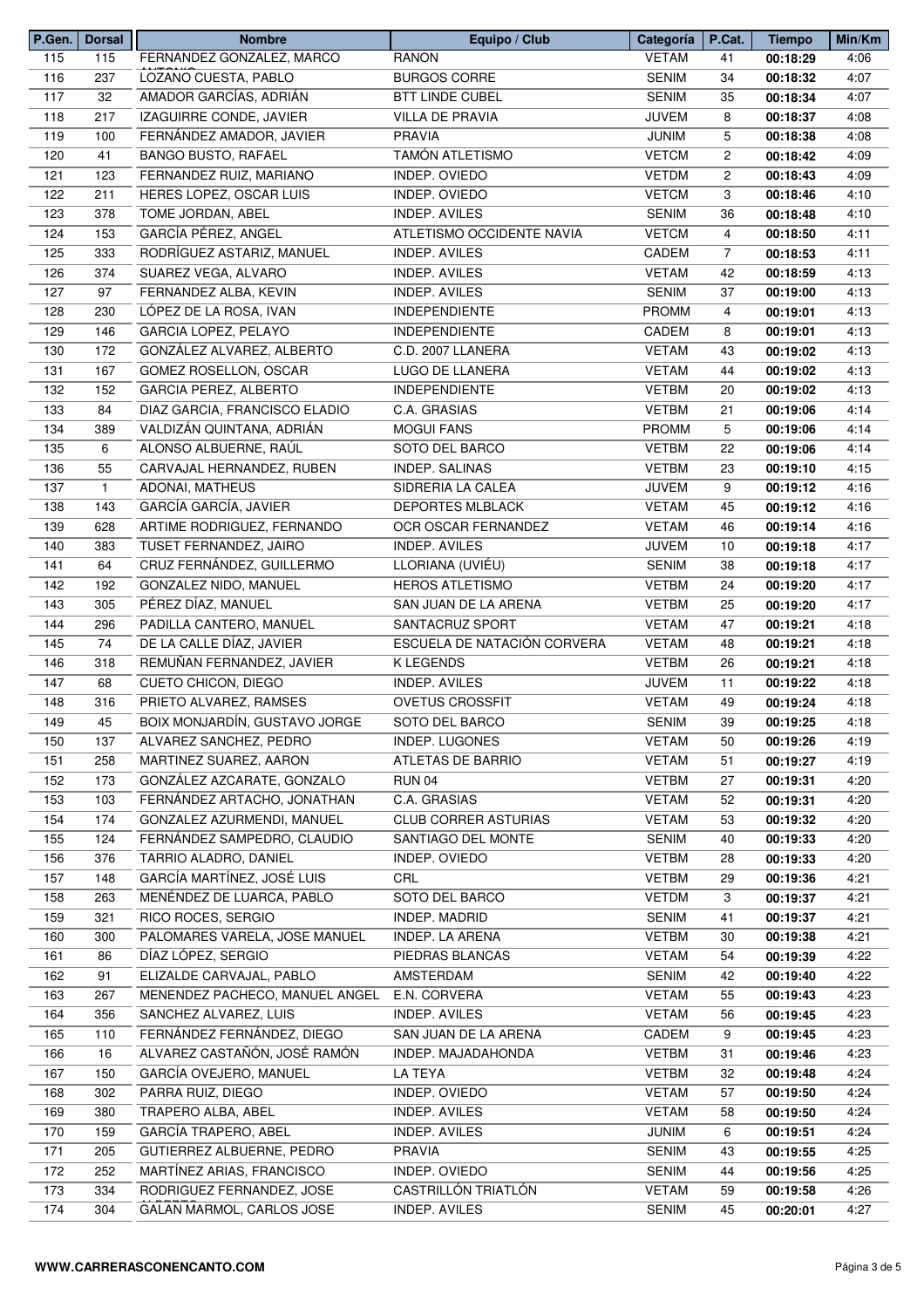| P.Gen. | Dorsal | Nombre | Equipo / Club | Categoría | P.Cat. | Tiempo | Min/Km |
|---|---|---|---|---|---|---|---|
| 115 | 115 | FERNANDEZ GONZALEZ, MARCO ANTONIO | RANON | VETAM | 41 | 00:18:29 | 4:06 |
| 116 | 237 | LOZANO CUESTA, PABLO | BURGOS CORRE | SENIM | 34 | 00:18:32 | 4:07 |
| 117 | 32 | AMADOR GARCÍAS, ADRIÁN | BTT LINDE CUBEL | SENIM | 35 | 00:18:34 | 4:07 |
| 118 | 217 | IZAGUIRRE CONDE, JAVIER | VILLA DE PRAVIA | JUVEM | 8 | 00:18:37 | 4:08 |
| 119 | 100 | FERNÁNDEZ AMADOR, JAVIER | PRAVIA | JUNIM | 5 | 00:18:38 | 4:08 |
| 120 | 41 | BANGO BUSTO, RAFAEL | TAMÓN ATLETISMO | VETCM | 2 | 00:18:42 | 4:09 |
| 121 | 123 | FERNANDEZ RUIZ, MARIANO | INDEP. OVIEDO | VETDM | 2 | 00:18:43 | 4:09 |
| 122 | 211 | HERES LOPEZ, OSCAR LUIS | INDEP. OVIEDO | VETCM | 3 | 00:18:46 | 4:10 |
| 123 | 378 | TOME JORDAN, ABEL | INDEP. AVILES | SENIM | 36 | 00:18:48 | 4:10 |
| 124 | 153 | GARCÍA PÉREZ, ANGEL | ATLETISMO OCCIDENTE NAVIA | VETCM | 4 | 00:18:50 | 4:11 |
| 125 | 333 | RODRÍGUEZ ASTARIZ, MANUEL | INDEP. AVILES | CADEM | 7 | 00:18:53 | 4:11 |
| 126 | 374 | SUAREZ VEGA, ALVARO | INDEP. AVILES | VETAM | 42 | 00:18:59 | 4:13 |
| 127 | 97 | FERNANDEZ ALBA, KEVIN | INDEP. AVILES | SENIM | 37 | 00:19:00 | 4:13 |
| 128 | 230 | LÓPEZ DE LA ROSA, IVAN | INDEPENDIENTE | PROMM | 4 | 00:19:01 | 4:13 |
| 129 | 146 | GARCIA LOPEZ, PELAYO | INDEPENDIENTE | CADEM | 8 | 00:19:01 | 4:13 |
| 130 | 172 | GONZÁLEZ ALVAREZ, ALBERTO | C.D. 2007 LLANERA | VETAM | 43 | 00:19:02 | 4:13 |
| 131 | 167 | GOMEZ ROSELLON, OSCAR | LUGO DE LLANERA | VETAM | 44 | 00:19:02 | 4:13 |
| 132 | 152 | GARCIA PEREZ, ALBERTO | INDEPENDIENTE | VETBM | 20 | 00:19:02 | 4:13 |
| 133 | 84 | DIAZ GARCIA, FRANCISCO ELADIO | C.A. GRASIAS | VETBM | 21 | 00:19:06 | 4:14 |
| 134 | 389 | VALDIZÁN QUINTANA, ADRIÁN | MOGUI FANS | PROMM | 5 | 00:19:06 | 4:14 |
| 135 | 6 | ALONSO ALBUERNE, RAÚL | SOTO DEL BARCO | VETBM | 22 | 00:19:06 | 4:14 |
| 136 | 55 | CARVAJAL HERNANDEZ, RUBEN | INDEP. SALINAS | VETBM | 23 | 00:19:10 | 4:15 |
| 137 | 1 | ADONAI, MATHEUS | SIDRERIA LA CALEA | JUVEM | 9 | 00:19:12 | 4:16 |
| 138 | 143 | GARCÍA GARCÍA, JAVIER | DEPORTES MLBLACK | VETAM | 45 | 00:19:12 | 4:16 |
| 139 | 628 | ARTIME RODRIGUEZ, FERNANDO | OCR OSCAR FERNANDEZ | VETAM | 46 | 00:19:14 | 4:16 |
| 140 | 383 | TUSET FERNANDEZ, JAIRO | INDEP. AVILES | JUVEM | 10 | 00:19:18 | 4:17 |
| 141 | 64 | CRUZ FERNÁNDEZ, GUILLERMO | LLORIANA (UVIÉU) | SENIM | 38 | 00:19:18 | 4:17 |
| 142 | 192 | GONZALEZ NIDO, MANUEL | HEROS ATLETISMO | VETBM | 24 | 00:19:20 | 4:17 |
| 143 | 305 | PÉREZ DÍAZ, MANUEL | SAN JUAN DE LA ARENA | VETBM | 25 | 00:19:20 | 4:17 |
| 144 | 296 | PADILLA CANTERO, MANUEL | SANTACRUZ SPORT | VETAM | 47 | 00:19:21 | 4:18 |
| 145 | 74 | DE LA CALLE DÍAZ, JAVIER | ESCUELA DE NATACIÓN CORVERA | VETAM | 48 | 00:19:21 | 4:18 |
| 146 | 318 | REMUÑAN FERNANDEZ, JAVIER | K LEGENDS | VETBM | 26 | 00:19:21 | 4:18 |
| 147 | 68 | CUETO CHICON, DIEGO | INDEP. AVILES | JUVEM | 11 | 00:19:22 | 4:18 |
| 148 | 316 | PRIETO ALVAREZ, RAMSES | OVETUS CROSSFIT | VETAM | 49 | 00:19:24 | 4:18 |
| 149 | 45 | BOIX MONJARDÍN, GUSTAVO JORGE | SOTO DEL BARCO | SENIM | 39 | 00:19:25 | 4:18 |
| 150 | 137 | ALVAREZ SANCHEZ, PEDRO | INDEP. LUGONES | VETAM | 50 | 00:19:26 | 4:19 |
| 151 | 258 | MARTINEZ SUAREZ, AARON | ATLETAS DE BARRIO | VETAM | 51 | 00:19:27 | 4:19 |
| 152 | 173 | GONZÁLEZ AZCARATE, GONZALO | RUN 04 | VETBM | 27 | 00:19:31 | 4:20 |
| 153 | 103 | FERNÁNDEZ ARTACHO, JONATHAN | C.A. GRASIAS | VETAM | 52 | 00:19:31 | 4:20 |
| 154 | 174 | GONZALEZ AZURMENDI, MANUEL | CLUB CORRER ASTURIAS | VETAM | 53 | 00:19:32 | 4:20 |
| 155 | 124 | FERNÁNDEZ SAMPEDRO, CLAUDIO | SANTIAGO DEL MONTE | SENIM | 40 | 00:19:33 | 4:20 |
| 156 | 376 | TARRIO ALADRO, DANIEL | INDEP. OVIEDO | VETBM | 28 | 00:19:33 | 4:20 |
| 157 | 148 | GARCÍA MARTÍNEZ, JOSÉ LUIS | CRL | VETBM | 29 | 00:19:36 | 4:21 |
| 158 | 263 | MENÉNDEZ DE LUARCA, PABLO | SOTO DEL BARCO | VETDM | 3 | 00:19:37 | 4:21 |
| 159 | 321 | RICO ROCES, SERGIO | INDEP. MADRID | SENIM | 41 | 00:19:37 | 4:21 |
| 160 | 300 | PALOMARES VARELA, JOSE MANUEL | INDEP. LA ARENA | VETBM | 30 | 00:19:38 | 4:21 |
| 161 | 86 | DÍAZ LÓPEZ, SERGIO | PIEDRAS BLANCAS | VETAM | 54 | 00:19:39 | 4:22 |
| 162 | 91 | ELIZALDE CARVAJAL, PABLO | AMSTERDAM | SENIM | 42 | 00:19:40 | 4:22 |
| 163 | 267 | MENENDEZ PACHECO, MANUEL ANGEL | E.N. CORVERA | VETAM | 55 | 00:19:43 | 4:23 |
| 164 | 356 | SANCHEZ ALVAREZ, LUIS | INDEP. AVILES | VETAM | 56 | 00:19:45 | 4:23 |
| 165 | 110 | FERNÁNDEZ FERNÁNDEZ, DIEGO | SAN JUAN DE LA ARENA | CADEM | 9 | 00:19:45 | 4:23 |
| 166 | 16 | ALVAREZ CASTAÑÓN, JOSÉ RAMÓN | INDEP. MAJADAHONDA | VETBM | 31 | 00:19:46 | 4:23 |
| 167 | 150 | GARCÍA OVEJERO, MANUEL | LA TEYA | VETBM | 32 | 00:19:48 | 4:24 |
| 168 | 302 | PARRA RUIZ, DIEGO | INDEP. OVIEDO | VETAM | 57 | 00:19:50 | 4:24 |
| 169 | 380 | TRAPERO ALBA, ABEL | INDEP. AVILES | VETAM | 58 | 00:19:50 | 4:24 |
| 170 | 159 | GARCÍA TRAPERO, ABEL | INDEP. AVILES | JUNIM | 6 | 00:19:51 | 4:24 |
| 171 | 205 | GUTIERREZ ALBUERNE, PEDRO | PRAVIA | SENIM | 43 | 00:19:55 | 4:25 |
| 172 | 252 | MARTÍNEZ ARIAS, FRANCISCO | INDEP. OVIEDO | SENIM | 44 | 00:19:56 | 4:25 |
| 173 | 334 | RODRIGUEZ FERNANDEZ, JOSE ALBERTO | CASTRILLÓN TRIATLÓN | VETAM | 59 | 00:19:58 | 4:26 |
| 174 | 304 | GALAN MARMOL, CARLOS JOSE | INDEP. AVILES | SENIM | 45 | 00:20:01 | 4:27 |

WWW.CARRERASCONENCANTO.COM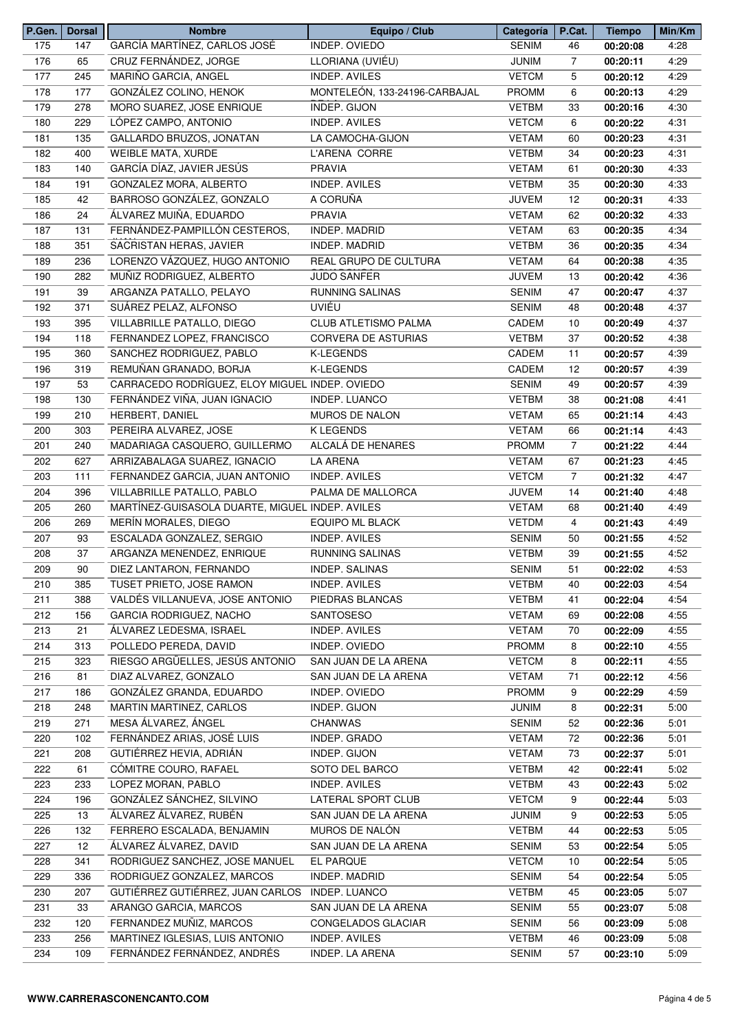| P.Gen. | Dorsal | Nombre | Equipo / Club | Categoría | P.Cat. | Tiempo | Min/Km |
|---|---|---|---|---|---|---|---|
| 175 | 147 | GARCÍA MARTÍNEZ, CARLOS JOSÉ | INDEP. OVIEDO | SENIM | 46 | **00:20:08** | 4:28 |
| 176 | 65 | CRUZ FERNÁNDEZ, JORGE | LLORIANA (UVIÉU) | JUNIM | 7 | **00:20:11** | 4:29 |
| 177 | 245 | MARIÑO GARCIA, ANGEL | INDEP. AVILES | VETCM | 5 | **00:20:12** | 4:29 |
| 178 | 177 | GONZÁLEZ COLINO, HENOK | MONTELEÓN, 133-24196-CARBAJAL | PROMM | 6 | **00:20:13** | 4:29 |
| 179 | 278 | MORO SUAREZ, JOSE ENRIQUE | INDEP. GIJON | VETBM | 33 | **00:20:16** | 4:30 |
| 180 | 229 | LÓPEZ CAMPO, ANTONIO | INDEP. AVILES | VETCM | 6 | **00:20:22** | 4:31 |
| 181 | 135 | GALLARDO BRUZOS, JONATAN | LA CAMOCHA-GIJON | VETAM | 60 | **00:20:23** | 4:31 |
| 182 | 400 | WEIBLE MATA, XURDE | L'ARENA CORRE | VETBM | 34 | **00:20:23** | 4:31 |
| 183 | 140 | GARCÍA DÍAZ, JAVIER JESÚS | PRAVIA | VETAM | 61 | **00:20:30** | 4:33 |
| 184 | 191 | GONZALEZ MORA, ALBERTO | INDEP. AVILES | VETBM | 35 | **00:20:30** | 4:33 |
| 185 | 42 | BARROSO GONZÁLEZ, GONZALO | A CORUÑA | JUVEM | 12 | **00:20:31** | 4:33 |
| 186 | 24 | ÁLVAREZ MUIÑA, EDUARDO | PRAVIA | VETAM | 62 | **00:20:32** | 4:33 |
| 187 | 131 | FERNÁNDEZ-PAMPILLÓN CESTEROS, | INDEP. MADRID | VETAM | 63 | **00:20:35** | 4:34 |
| 188 | 351 | SACRISTAN HERAS, JAVIER | INDEP. MADRID | VETBM | 36 | **00:20:35** | 4:34 |
| 189 | 236 | LORENZO VÁZQUEZ, HUGO ANTONIO | REAL GRUPO DE CULTURA | VETAM | 64 | **00:20:38** | 4:35 |
| 190 | 282 | MUÑIZ RODRIGUEZ, ALBERTO | JUDO SANFER | JUVEM | 13 | **00:20:42** | 4:36 |
| 191 | 39 | ARGANZA PATALLO, PELAYO | RUNNING SALINAS | SENIM | 47 | **00:20:47** | 4:37 |
| 192 | 371 | SUÁREZ PELAZ, ALFONSO | UVIÉU | SENIM | 48 | **00:20:48** | 4:37 |
| 193 | 395 | VILLABRILLE PATALLO, DIEGO | CLUB ATLETISMO PALMA | CADEM | 10 | **00:20:49** | 4:37 |
| 194 | 118 | FERNANDEZ LOPEZ, FRANCISCO | CORVERA DE ASTURIAS | VETBM | 37 | **00:20:52** | 4:38 |
| 195 | 360 | SANCHEZ RODRIGUEZ, PABLO | K-LEGENDS | CADEM | 11 | **00:20:57** | 4:39 |
| 196 | 319 | REMUÑAN GRANADO, BORJA | K-LEGENDS | CADEM | 12 | **00:20:57** | 4:39 |
| 197 | 53 | CARRACEDO RODRÍGUEZ, ELOY MIGUEL | INDEP. OVIEDO | SENIM | 49 | **00:20:57** | 4:39 |
| 198 | 130 | FERNÁNDEZ VIÑA, JUAN IGNACIO | INDEP. LUANCO | VETBM | 38 | **00:21:08** | 4:41 |
| 199 | 210 | HERBERT, DANIEL | MUROS DE NALON | VETAM | 65 | **00:21:14** | 4:43 |
| 200 | 303 | PEREIRA ALVAREZ, JOSE | K LEGENDS | VETAM | 66 | **00:21:14** | 4:43 |
| 201 | 240 | MADARIAGA CASQUERO, GUILLERMO | ALCALÁ DE HENARES | PROMM | 7 | **00:21:22** | 4:44 |
| 202 | 627 | ARRIZABALAGA SUAREZ, IGNACIO | LA ARENA | VETAM | 67 | **00:21:23** | 4:45 |
| 203 | 111 | FERNANDEZ GARCIA, JUAN ANTONIO | INDEP. AVILES | VETCM | 7 | **00:21:32** | 4:47 |
| 204 | 396 | VILLABRILLE PATALLO, PABLO | PALMA DE MALLORCA | JUVEM | 14 | **00:21:40** | 4:48 |
| 205 | 260 | MARTÍNEZ-GUISASOLA DUARTE, MIGUEL | INDEP. AVILES | VETAM | 68 | **00:21:40** | 4:49 |
| 206 | 269 | MERÍN MORALES, DIEGO | EQUIPO ML BLACK | VETDM | 4 | **00:21:43** | 4:49 |
| 207 | 93 | ESCALADA GONZALEZ, SERGIO | INDEP. AVILES | SENIM | 50 | **00:21:55** | 4:52 |
| 208 | 37 | ARGANZA MENENDEZ, ENRIQUE | RUNNING SALINAS | VETBM | 39 | **00:21:55** | 4:52 |
| 209 | 90 | DIEZ LANTARON, FERNANDO | INDEP. SALINAS | SENIM | 51 | **00:22:02** | 4:53 |
| 210 | 385 | TUSET PRIETO, JOSE RAMON | INDEP. AVILES | VETBM | 40 | **00:22:03** | 4:54 |
| 211 | 388 | VALDÉS VILLANUEVA, JOSE ANTONIO | PIEDRAS BLANCAS | VETBM | 41 | **00:22:04** | 4:54 |
| 212 | 156 | GARCIA RODRIGUEZ, NACHO | SANTOSESO | VETAM | 69 | **00:22:08** | 4:55 |
| 213 | 21 | ÁLVAREZ LEDESMA, ISRAEL | INDEP. AVILES | VETAM | 70 | **00:22:09** | 4:55 |
| 214 | 313 | POLLEDO PEREDA, DAVID | INDEP. OVIEDO | PROMM | 8 | **00:22:10** | 4:55 |
| 215 | 323 | RIESGO ARGÜELLES, JESÚS ANTONIO | SAN JUAN DE LA ARENA | VETCM | 8 | **00:22:11** | 4:55 |
| 216 | 81 | DIAZ ALVAREZ, GONZALO | SAN JUAN DE LA ARENA | VETAM | 71 | **00:22:12** | 4:56 |
| 217 | 186 | GONZÁLEZ GRANDA, EDUARDO | INDEP. OVIEDO | PROMM | 9 | **00:22:29** | 4:59 |
| 218 | 248 | MARTIN MARTINEZ, CARLOS | INDEP. GIJON | JUNIM | 8 | **00:22:31** | 5:00 |
| 219 | 271 | MESA ÁLVAREZ, ÁNGEL | CHANWAS | SENIM | 52 | **00:22:36** | 5:01 |
| 220 | 102 | FERNÁNDEZ ARIAS, JOSÉ LUIS | INDEP. GRADO | VETAM | 72 | **00:22:36** | 5:01 |
| 221 | 208 | GUTIÉRREZ HEVIA, ADRIÁN | INDEP. GIJON | VETAM | 73 | **00:22:37** | 5:01 |
| 222 | 61 | CÓMITRE COURO, RAFAEL | SOTO DEL BARCO | VETBM | 42 | **00:22:41** | 5:02 |
| 223 | 233 | LOPEZ MORAN, PABLO | INDEP. AVILES | VETBM | 43 | **00:22:43** | 5:02 |
| 224 | 196 | GONZÁLEZ SÁNCHEZ, SILVINO | LATERAL SPORT CLUB | VETCM | 9 | **00:22:44** | 5:03 |
| 225 | 13 | ÁLVAREZ ÁLVAREZ, RUBÉN | SAN JUAN DE LA ARENA | JUNIM | 9 | **00:22:53** | 5:05 |
| 226 | 132 | FERRERO ESCALADA, BENJAMIN | MUROS DE NALÓN | VETBM | 44 | **00:22:53** | 5:05 |
| 227 | 12 | ÁLVAREZ ÁLVAREZ, DAVID | SAN JUAN DE LA ARENA | SENIM | 53 | **00:22:54** | 5:05 |
| 228 | 341 | RODRIGUEZ SANCHEZ, JOSE MANUEL | EL PARQUE | VETCM | 10 | **00:22:54** | 5:05 |
| 229 | 336 | RODRIGUEZ GONZALEZ, MARCOS | INDEP. MADRID | SENIM | 54 | **00:22:54** | 5:05 |
| 230 | 207 | GUTIÉRREZ GUTIÉRREZ, JUAN CARLOS | INDEP. LUANCO | VETBM | 45 | **00:23:05** | 5:07 |
| 231 | 33 | ARANGO GARCIA, MARCOS | SAN JUAN DE LA ARENA | SENIM | 55 | **00:23:07** | 5:08 |
| 232 | 120 | FERNANDEZ MUÑIZ, MARCOS | CONGELADOS GLACIAR | SENIM | 56 | **00:23:09** | 5:08 |
| 233 | 256 | MARTINEZ IGLESIAS, LUIS ANTONIO | INDEP. AVILES | VETBM | 46 | **00:23:09** | 5:08 |
| 234 | 109 | FERNÁNDEZ FERNÁNDEZ, ANDRÉS | INDEP. LA ARENA | SENIM | 57 | **00:23:10** | 5:09 |

**WWW.CARRERASCONENCANTO.COM**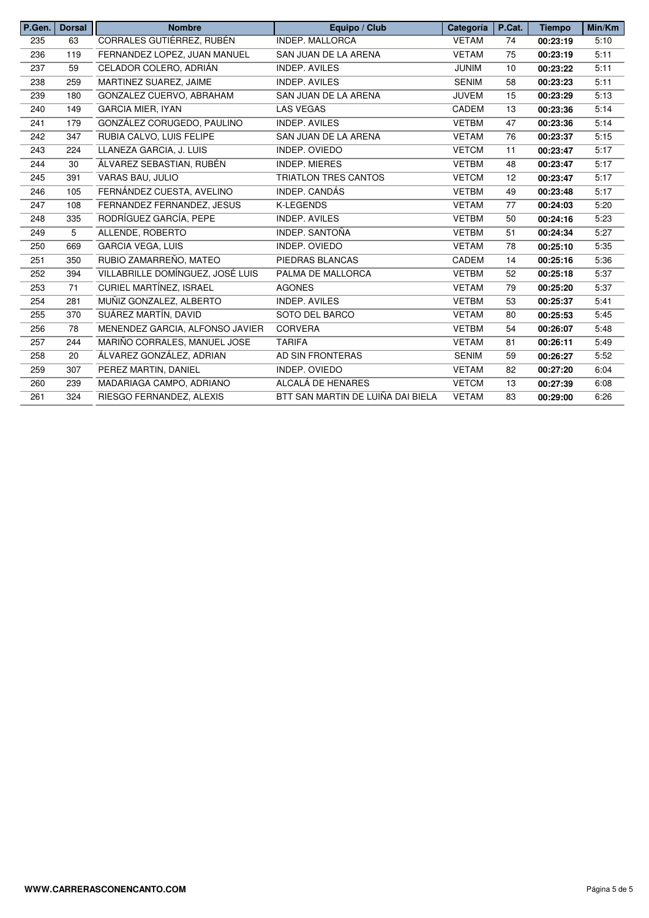| P.Gen. | Dorsal | Nombre | Equipo / Club | Categoría | P.Cat. | Tiempo | Min/Km |
|---|---|---|---|---|---|---|---|
| 235 | 63 | CORRALES GUTIÉRREZ, RUBÉN | INDEP. MALLORCA | VETAM | 74 | **00:23:19** | 5:10 |
| 236 | 119 | FERNANDEZ LOPEZ, JUAN MANUEL | SAN JUAN DE LA ARENA | VETAM | 75 | **00:23:19** | 5:11 |
| 237 | 59 | CELADOR COLERO, ADRIÁN | INDEP. AVILES | JUNIM | 10 | **00:23:22** | 5:11 |
| 238 | 259 | MARTINEZ SUAREZ, JAIME | INDEP. AVILES | SENIM | 58 | **00:23:23** | 5:11 |
| 239 | 180 | GONZALEZ CUERVO, ABRAHAM | SAN JUAN DE LA ARENA | JUVEM | 15 | **00:23:29** | 5:13 |
| 240 | 149 | GARCIA MIER, IYAN | LAS VEGAS | CADEM | 13 | **00:23:36** | 5:14 |
| 241 | 179 | GONZÁLEZ CORUGEDO, PAULINO | INDEP. AVILES | VETBM | 47 | **00:23:36** | 5:14 |
| 242 | 347 | RUBIA CALVO, LUIS FELIPE | SAN JUAN DE LA ARENA | VETAM | 76 | **00:23:37** | 5:15 |
| 243 | 224 | LLANEZA GARCIA, J. LUIS | INDEP. OVIEDO | VETCM | 11 | **00:23:47** | 5:17 |
| 244 | 30 | ÁLVAREZ SEBASTIAN, RUBÉN | INDEP. MIERES | VETBM | 48 | **00:23:47** | 5:17 |
| 245 | 391 | VARAS BAU, JULIO | TRIATLON TRES CANTOS | VETCM | 12 | **00:23:47** | 5:17 |
| 246 | 105 | FERNÁNDEZ CUESTA, AVELINO | INDEP. CANDÁS | VETBM | 49 | **00:23:48** | 5:17 |
| 247 | 108 | FERNANDEZ FERNANDEZ, JESUS | K-LEGENDS | VETAM | 77 | **00:24:03** | 5:20 |
| 248 | 335 | RODRÍGUEZ GARCÍA, PEPE | INDEP. AVILES | VETBM | 50 | **00:24:16** | 5:23 |
| 249 | 5 | ALLENDE, ROBERTO | INDEP. SANTOÑA | VETBM | 51 | **00:24:34** | 5:27 |
| 250 | 669 | GARCIA VEGA, LUIS | INDEP. OVIEDO | VETAM | 78 | **00:25:10** | 5:35 |
| 251 | 350 | RUBIO ZAMARREÑO, MATEO | PIEDRAS BLANCAS | CADEM | 14 | **00:25:16** | 5:36 |
| 252 | 394 | VILLABRILLE DOMÍNGUEZ, JOSÉ LUIS | PALMA DE MALLORCA | VETBM | 52 | **00:25:18** | 5:37 |
| 253 | 71 | CURIEL MARTÍNEZ, ISRAEL | AGONES | VETAM | 79 | **00:25:20** | 5:37 |
| 254 | 281 | MUÑIZ GONZALEZ, ALBERTO | INDEP. AVILES | VETBM | 53 | **00:25:37** | 5:41 |
| 255 | 370 | SUÁREZ MARTÍN, DAVID | SOTO DEL BARCO | VETAM | 80 | **00:25:53** | 5:45 |
| 256 | 78 | MENENDEZ GARCIA, ALFONSO JAVIER | CORVERA | VETBM | 54 | **00:26:07** | 5:48 |
| 257 | 244 | MARIÑO CORRALES, MANUEL JOSE | TARIFA | VETAM | 81 | **00:26:11** | 5:49 |
| 258 | 20 | ÁLVAREZ GONZÁLEZ, ADRIAN | AD SIN FRONTERAS | SENIM | 59 | **00:26:27** | 5:52 |
| 259 | 307 | PEREZ MARTIN, DANIEL | INDEP. OVIEDO | VETAM | 82 | **00:27:20** | 6:04 |
| 260 | 239 | MADARIAGA CAMPO, ADRIANO | ALCALÁ DE HENARES | VETCM | 13 | **00:27:39** | 6:08 |
| 261 | 324 | RIESGO FERNANDEZ, ALEXIS | BTT SAN MARTIN DE LUIÑA DAI BIELA | VETAM | 83 | **00:29:00** | 6:26 |

**WWW.CARRERASCONENCANTO.COM**